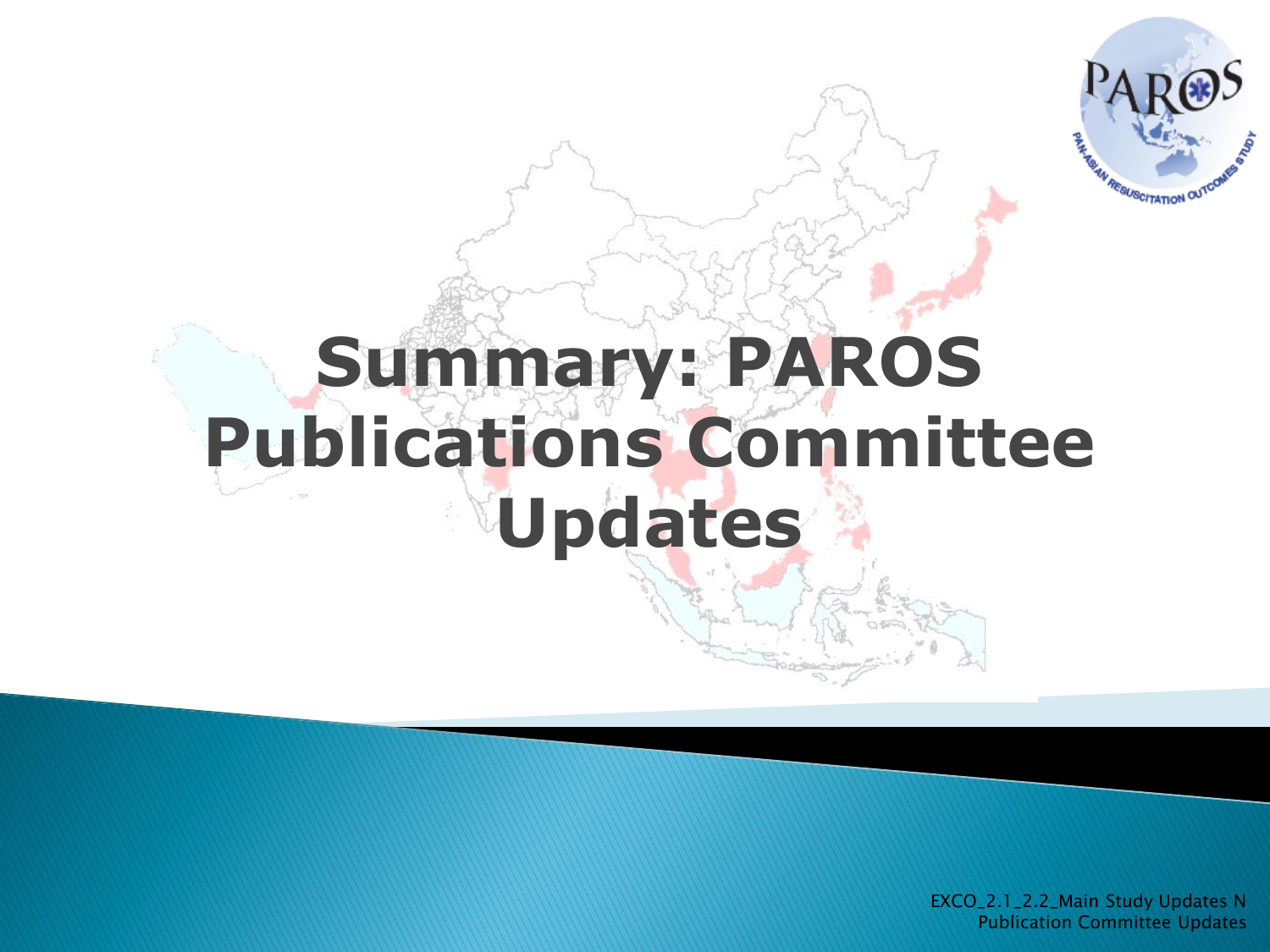# Summary: PAROS Publications Committee Updates

EXCO_2.1_2.2_Main Study Updates N Publication Committee Updates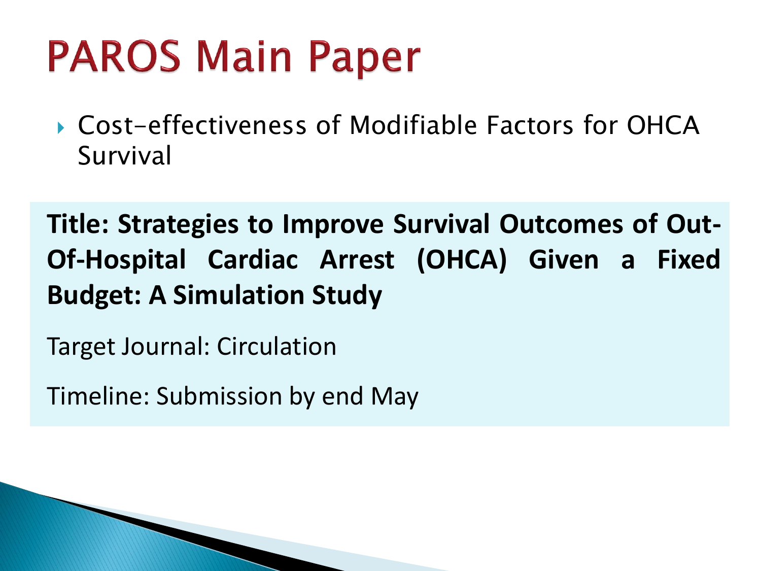# PAROS Main Paper

- Cost-effectiveness of Modifiable Factors for OHCA Survival

**Title: Strategies to Improve Survival Outcomes of Out-Of-Hospital Cardiac Arrest (OHCA) Given a Fixed Budget: A Simulation Study**

Target Journal: Circulation

Timeline: Submission by end May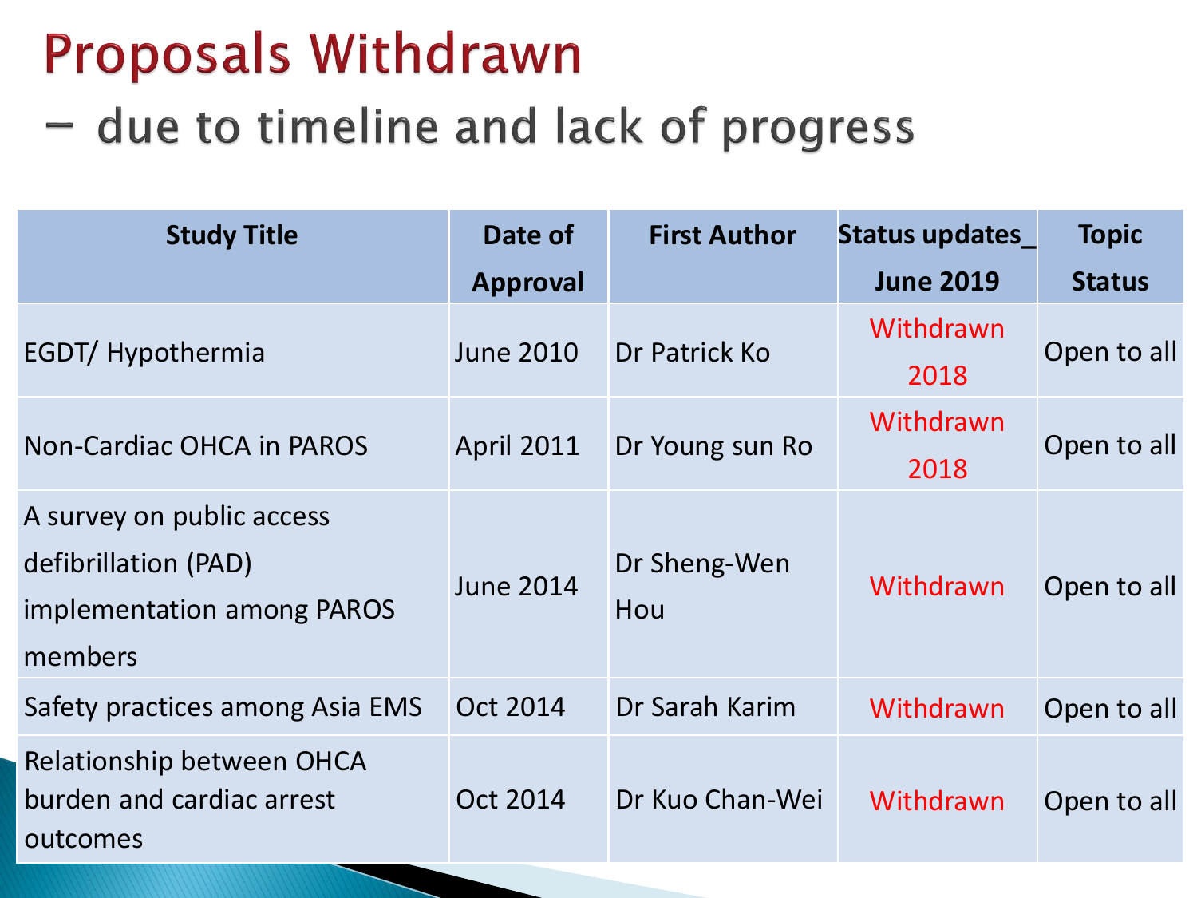# Proposals Withdrawn

## – due to timeline and lack of progress

| Study Title | Date of Approval | First Author | Status updates_ June 2019 | Topic Status |
|---|---|---|---|---|
| EGDT/ Hypothermia | June 2010 | Dr Patrick Ko | Withdrawn 2018 | Open to all |
| Non-Cardiac OHCA in PAROS | April 2011 | Dr Young sun Ro | Withdrawn 2018 | Open to all |
| A survey on public access defibrillation (PAD) implementation among PAROS members | June 2014 | Dr Sheng-Wen Hou | Withdrawn | Open to all |
| Safety practices among Asia EMS | Oct 2014 | Dr Sarah Karim | Withdrawn | Open to all |
| Relationship between OHCA burden and cardiac arrest outcomes | Oct 2014 | Dr Kuo Chan-Wei | Withdrawn | Open to all |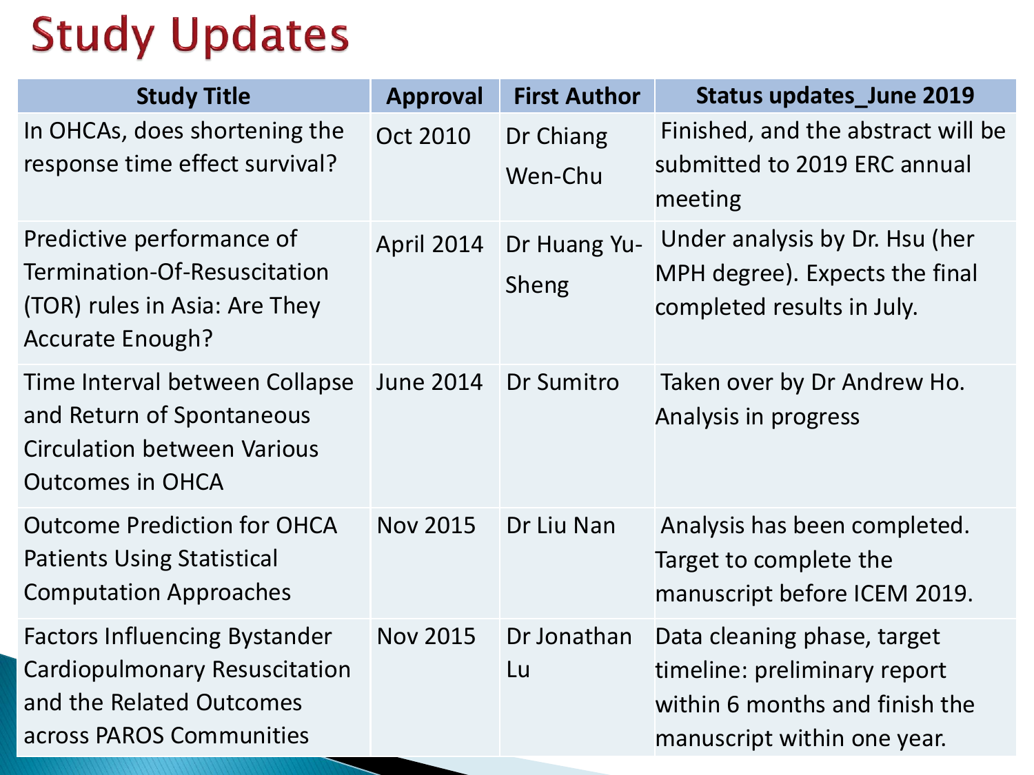# Study Updates

| Study Title | Approval | First Author | Status updates_June 2019 |
|---|---|---|---|
| In OHCAs, does shortening the response time effect survival? | Oct 2010 | Dr Chiang Wen-Chu | Finished, and the abstract will be submitted to 2019 ERC annual meeting |
| Predictive performance of Termination-Of-Resuscitation (TOR) rules in Asia: Are They Accurate Enough? | April 2014 | Dr Huang Yu-Sheng | Under analysis by Dr. Hsu (her MPH degree). Expects the final completed results in July. |
| Time Interval between Collapse and Return of Spontaneous Circulation between Various Outcomes in OHCA | June 2014 | Dr Sumitro | Taken over by Dr Andrew Ho. Analysis in progress |
| Outcome Prediction for OHCA Patients Using Statistical Computation Approaches | Nov 2015 | Dr Liu Nan | Analysis has been completed. Target to complete the manuscript before ICEM 2019. |
| Factors Influencing Bystander Cardiopulmonary Resuscitation and the Related Outcomes across PAROS Communities | Nov 2015 | Dr Jonathan Lu | Data cleaning phase, target timeline: preliminary report within 6 months and finish the manuscript within one year. |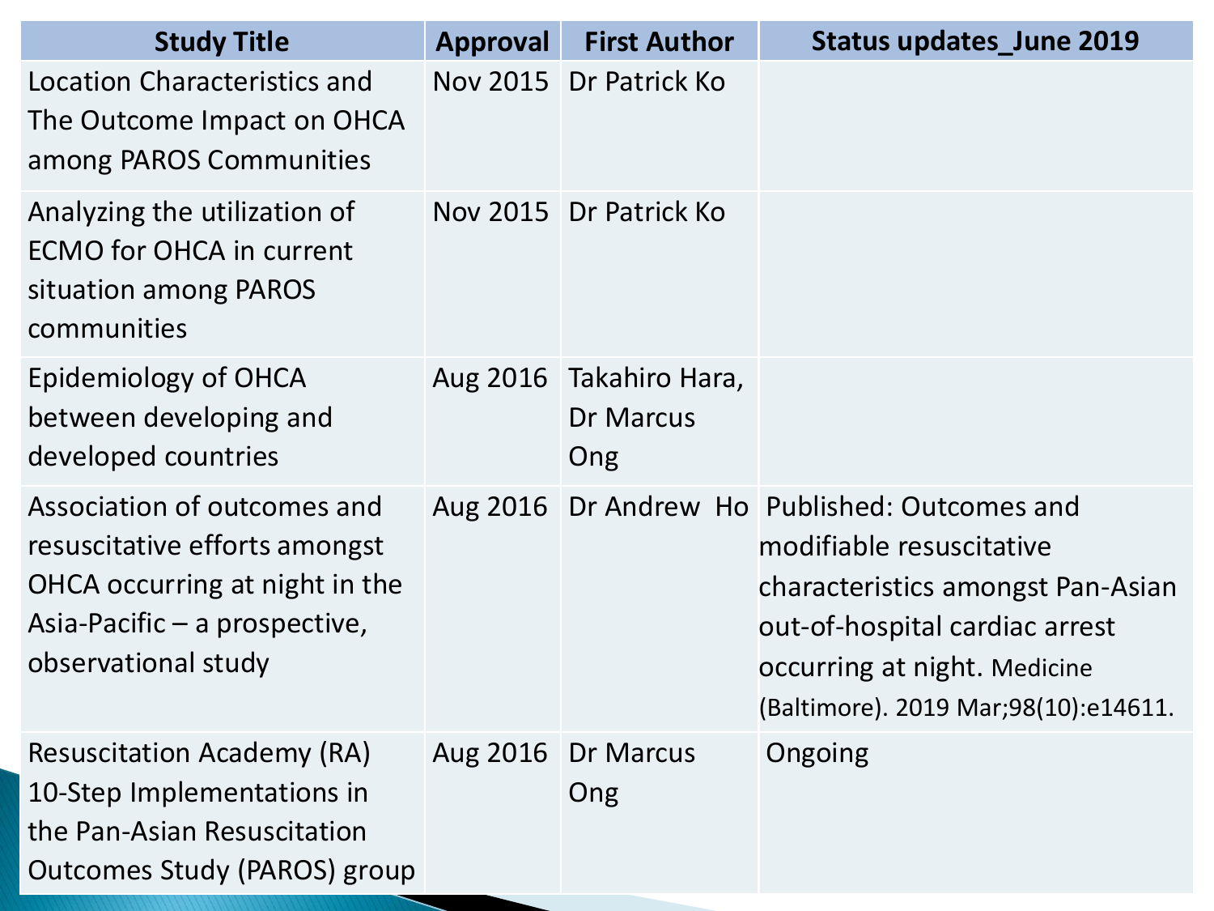| Study Title | Approval | First Author | Status updates_June 2019 |
| --- | --- | --- | --- |
| Location Characteristics and The Outcome Impact on OHCA among PAROS Communities | Nov 2015 | Dr Patrick Ko | |
| Analyzing the utilization of ECMO for OHCA in current situation among PAROS communities | Nov 2015 | Dr Patrick Ko | |
| Epidemiology of OHCA between developing and developed countries | Aug 2016 | Takahiro Hara, Dr Marcus Ong | |
| Association of outcomes and resuscitative efforts amongst OHCA occurring at night in the Asia-Pacific – a prospective, observational study | Aug 2016 | Dr Andrew Ho | Published: Outcomes and modifiable resuscitative characteristics amongst Pan-Asian out-of-hospital cardiac arrest occurring at night. Medicine (Baltimore). 2019 Mar;98(10):e14611. |
| Resuscitation Academy (RA) 10-Step Implementations in the Pan-Asian Resuscitation Outcomes Study (PAROS) group | Aug 2016 | Dr Marcus Ong | Ongoing |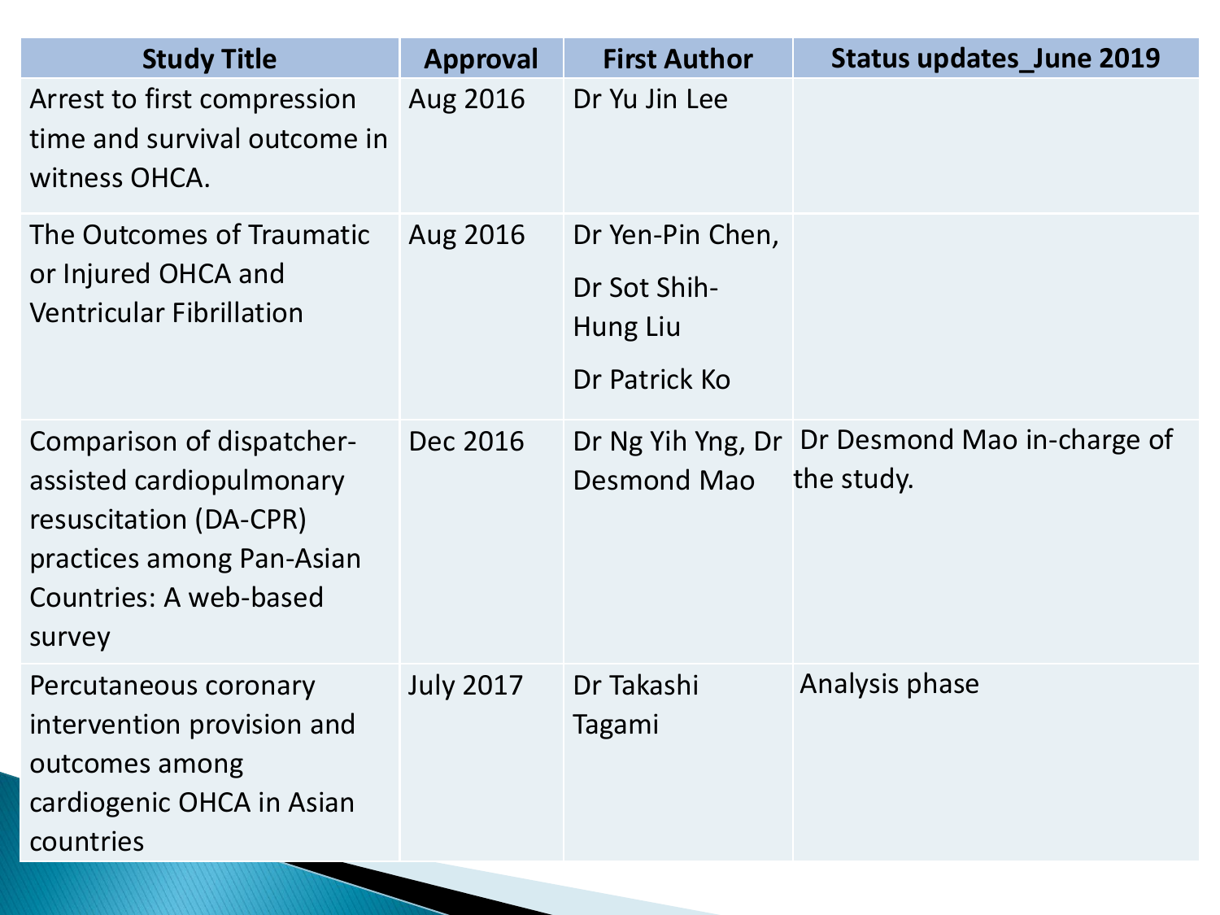| Study Title | Approval | First Author | Status updates_June 2019 |
|---|---|---|---|
| Arrest to first compression time and survival outcome in witness OHCA. | Aug 2016 | Dr Yu Jin Lee | |
| The Outcomes of Traumatic or Injured OHCA and Ventricular Fibrillation | Aug 2016 | Dr Yen-Pin Chen, Dr Sot Shih-Hung Liu Dr Patrick Ko | |
| Comparison of dispatcher-assisted cardiopulmonary resuscitation (DA-CPR) practices among Pan-Asian Countries: A web-based survey | Dec 2016 | Dr Ng Yih Yng, Dr Desmond Mao | Dr Desmond Mao in-charge of the study. |
| Percutaneous coronary intervention provision and outcomes among cardiogenic OHCA in Asian countries | July 2017 | Dr Takashi Tagami | Analysis phase |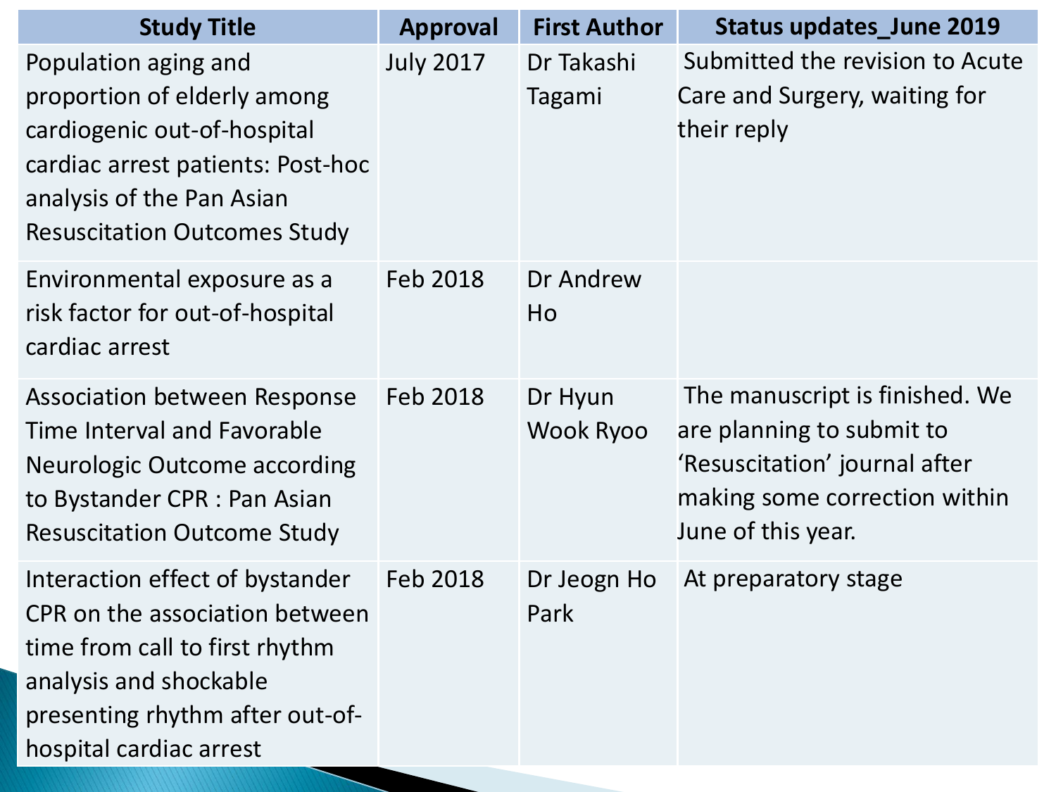| Study Title | Approval | First Author | Status updates_June 2019 |
| --- | --- | --- | --- |
| Population aging and proportion of elderly among cardiogenic out-of-hospital cardiac arrest patients: Post-hoc analysis of the Pan Asian Resuscitation Outcomes Study | July 2017 | Dr Takashi Tagami | Submitted the revision to Acute Care and Surgery, waiting for their reply |
| Environmental exposure as a risk factor for out-of-hospital cardiac arrest | Feb 2018 | Dr Andrew Ho | |
| Association between Response Time Interval and Favorable Neurologic Outcome according to Bystander CPR : Pan Asian Resuscitation Outcome Study | Feb 2018 | Dr Hyun Wook Ryoo | The manuscript is finished. We are planning to submit to 'Resuscitation' journal after making some correction within June of this year. |
| Interaction effect of bystander CPR on the association between time from call to first rhythm analysis and shockable presenting rhythm after out-of-hospital cardiac arrest | Feb 2018 | Dr Jeogn Ho Park | At preparatory stage |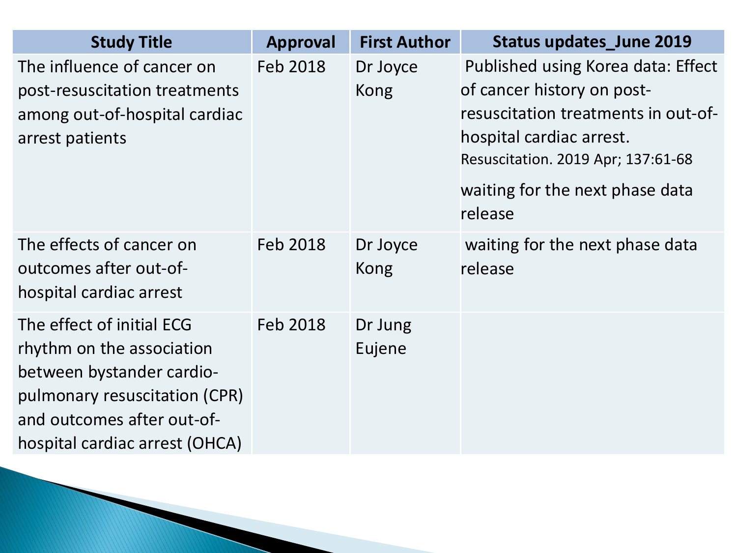| Study Title | Approval | First Author | Status updates_June 2019 |
| --- | --- | --- | --- |
| The influence of cancer on post-resuscitation treatments among out-of-hospital cardiac arrest patients | Feb 2018 | Dr Joyce Kong | Published using Korea data: Effect of cancer history on post-resuscitation treatments in out-of-hospital cardiac arrest. Resuscitation. 2019 Apr; 137:61-68<br><br>waiting for the next phase data release |
| The effects of cancer on outcomes after out-of-hospital cardiac arrest | Feb 2018 | Dr Joyce Kong | waiting for the next phase data release |
| The effect of initial ECG rhythm on the association between bystander cardio-pulmonary resuscitation (CPR) and outcomes after out-of-hospital cardiac arrest (OHCA) | Feb 2018 | Dr Jung Eujene | |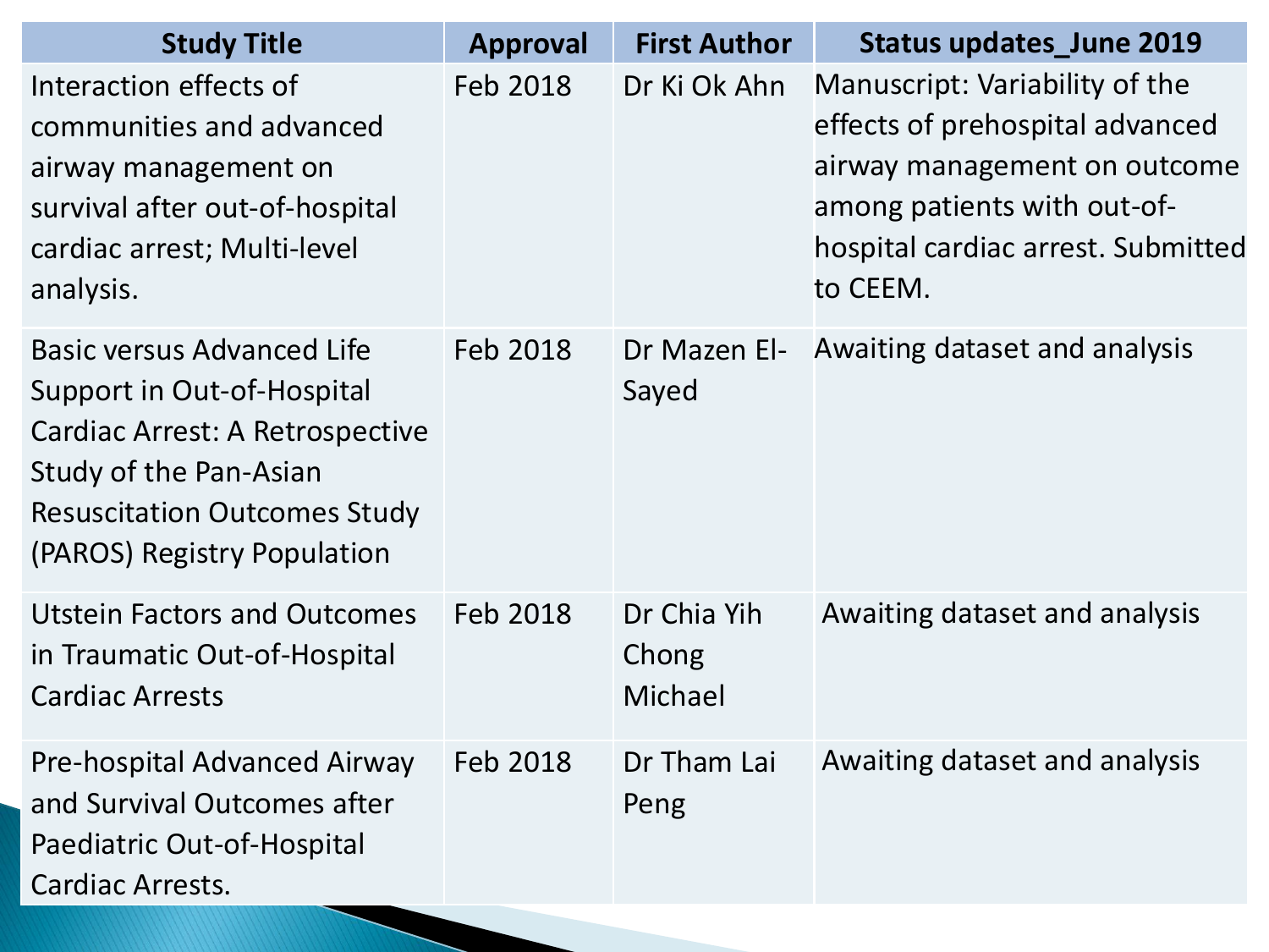| Study Title | Approval | First Author | Status updates_June 2019 |
| --- | --- | --- | --- |
| Interaction effects of communities and advanced airway management on survival after out-of-hospital cardiac arrest; Multi-level analysis. | Feb 2018 | Dr Ki Ok Ahn | Manuscript: Variability of the effects of prehospital advanced airway management on outcome among patients with out-of-hospital cardiac arrest. Submitted to CEEM. |
| Basic versus Advanced Life Support in Out-of-Hospital Cardiac Arrest: A Retrospective Study of the Pan-Asian Resuscitation Outcomes Study (PAROS) Registry Population | Feb 2018 | Dr Mazen El-Sayed | Awaiting dataset and analysis |
| Utstein Factors and Outcomes in Traumatic Out-of-Hospital Cardiac Arrests | Feb 2018 | Dr Chia Yih Chong Michael | Awaiting dataset and analysis |
| Pre-hospital Advanced Airway and Survival Outcomes after Paediatric Out-of-Hospital Cardiac Arrests. | Feb 2018 | Dr Tham Lai Peng | Awaiting dataset and analysis |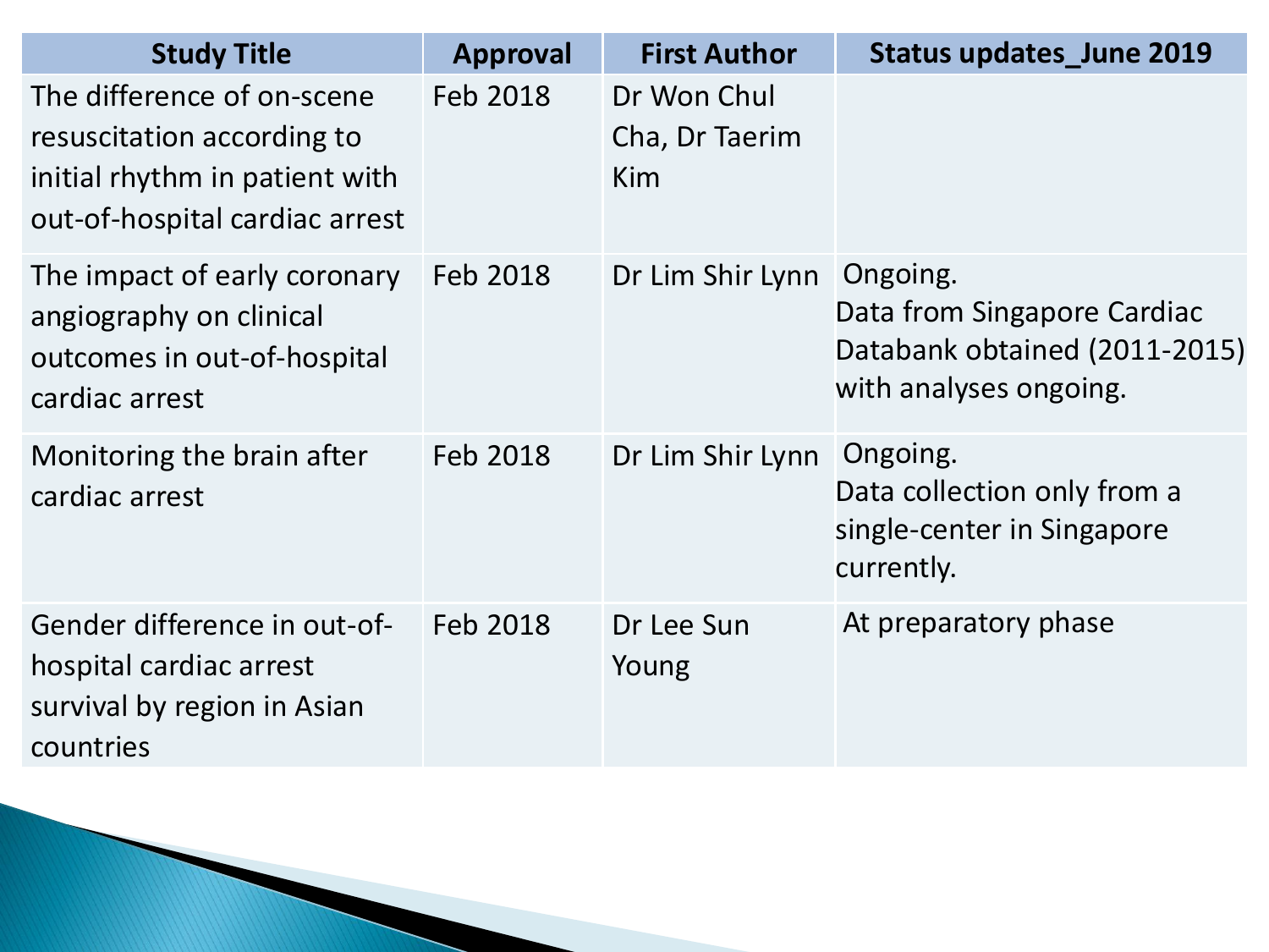| Study Title | Approval | First Author | Status updates_June 2019 |
| --- | --- | --- | --- |
| The difference of on-scene resuscitation according to initial rhythm in patient with out-of-hospital cardiac arrest | Feb 2018 | Dr Won Chul Cha, Dr Taerim Kim | |
| The impact of early coronary angiography on clinical outcomes in out-of-hospital cardiac arrest | Feb 2018 | Dr Lim Shir Lynn | Ongoing. Data from Singapore Cardiac Databank obtained (2011-2015) with analyses ongoing. |
| Monitoring the brain after cardiac arrest | Feb 2018 | Dr Lim Shir Lynn | Ongoing. Data collection only from a single-center in Singapore currently. |
| Gender difference in out-of-hospital cardiac arrest survival by region in Asian countries | Feb 2018 | Dr Lee Sun Young | At preparatory phase |